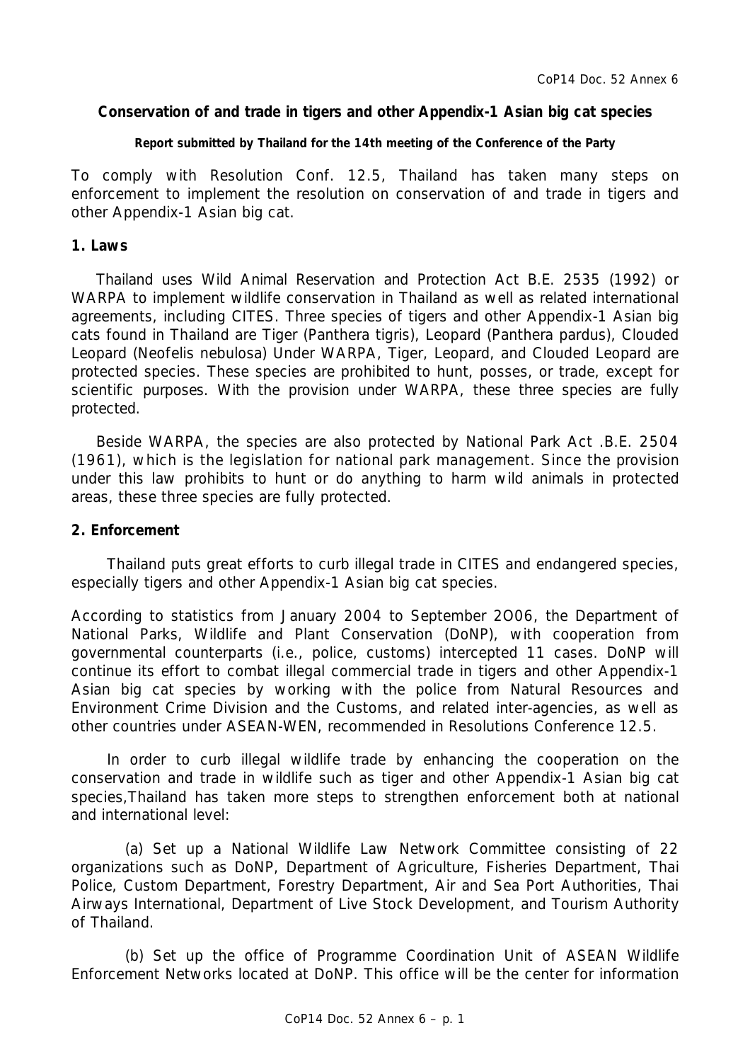**Conservation of and trade in tigers and other Appendix-1 Asian big cat species**

**Report submitted by Thailand for the 14th meeting of the Conference of the Party**

To comply with Resolution Conf. 12.5, Thailand has taken many steps on enforcement to implement the resolution on conservation of and trade in tigers and other Appendix-1 Asian big cat.

**1. Laws**

Thailand uses Wild Animal Reservation and Protection Act B.E. 2535 (1992) or WARPA to implement wildlife conservation in Thailand as well as related international agreements, including CITES. Three species of tigers and other Appendix-1 Asian big cats found in Thailand are Tiger (Panthera tigris), Leopard (Panthera pardus), Clouded Leopard (Neofelis nebulosa) Under WARPA, Tiger, Leopard, and Clouded Leopard are protected species. These species are prohibited to hunt, posses, or trade, except for scientific purposes. With the provision under WARPA, these three species are fully protected.

Beside WARPA, the species are also protected by National Park Act .B.E. 2504 (1961), which is the legislation for national park management. Since the provision under this law prohibits to hunt or do anything to harm wild animals in protected areas, these three species are fully protected.

**2. Enforcement**

Thailand puts great efforts to curb illegal trade in CITES and endangered species, especially tigers and other Appendix-1 Asian big cat species.

According to statistics from January 2004 to September 2O06, the Department of National Parks, Wildlife and Plant Conservation (DoNP), with cooperation from governmental counterparts (i.e., police, customs) intercepted 11 cases. DoNP will continue its effort to combat illegal commercial trade in tigers and other Appendix-1 Asian big cat species by working with the police from Natural Resources and Environment Crime Division and the Customs, and related inter-agencies, as well as other countries under ASEAN-WEN, recommended in Resolutions Conference 12.5.

In order to curb illegal wildlife trade by enhancing the cooperation on the conservation and trade in wildlife such as tiger and other Appendix-1 Asian big cat species,Thailand has taken more steps to strengthen enforcement both at national and international level:

(a) Set up a National Wildlife Law Network Committee consisting of 22 organizations such as DoNP, Department of Agriculture, Fisheries Department, Thai Police, Custom Department, Forestry Department, Air and Sea Port Authorities, Thai Airways International, Department of Live Stock Development, and Tourism Authority of Thailand.

(b) Set up the office of Programme Coordination Unit of ASEAN Wildlife Enforcement Networks located at DoNP. This office will be the center for information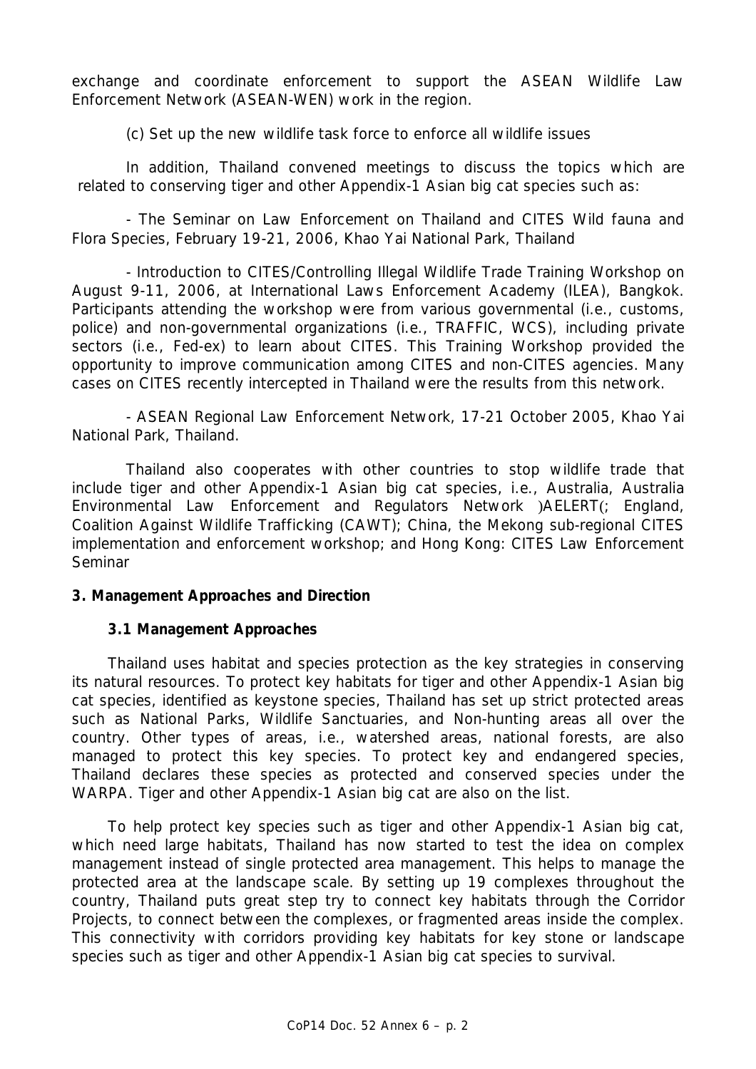exchange and coordinate enforcement to support the ASEAN Wildlife Law Enforcement Network (ASEAN-WEN) work in the region.

(c) Set up the new wildlife task force to enforce all wildlife issues

In addition, Thailand convened meetings to discuss the topics which are related to conserving tiger and other Appendix-1 Asian big cat species such as:

- The Seminar on Law Enforcement on Thailand and CITES Wild fauna and Flora Species, February 19-21, 2006, Khao Yai National Park, Thailand

- Introduction to CITES/Controlling Illegal Wildlife Trade Training Workshop on August 9-11, 2006, at International Laws Enforcement Academy (ILEA), Bangkok. Participants attending the workshop were from various governmental (i.e., customs, police) and non-governmental organizations (i.e., TRAFFIC, WCS), including private sectors (i.e., Fed-ex) to learn about CITES. This Training Workshop provided the opportunity to improve communication among CITES and non-CITES agencies. Many cases on CITES recently intercepted in Thailand were the results from this network.

- ASEAN Regional Law Enforcement Network, 17-21 October 2005, Khao Yai National Park, Thailand.

Thailand also cooperates with other countries to stop wildlife trade that include tiger and other Appendix-1 Asian big cat species, i.e., Australia, Australia Environmental Law Enforcement and Regulators Network )AELERT(; England, Coalition Against Wildlife Trafficking (CAWT); China, the Mekong sub-regional CITES implementation and enforcement workshop; and Hong Kong: CITES Law Enforcement Seminar

**3. Management Approaches and Direction**

**3.1 Management Approaches**

Thailand uses habitat and species protection as the key strategies in conserving its natural resources. To protect key habitats for tiger and other Appendix-1 Asian big cat species, identified as keystone species, Thailand has set up strict protected areas such as National Parks, Wildlife Sanctuaries, and Non-hunting areas all over the country. Other types of areas, i.e., watershed areas, national forests, are also managed to protect this key species. To protect key and endangered species, Thailand declares these species as protected and conserved species under the WARPA. Tiger and other Appendix-1 Asian big cat are also on the list.

To help protect key species such as tiger and other Appendix-1 Asian big cat, which need large habitats, Thailand has now started to test the idea on complex management instead of single protected area management. This helps to manage the protected area at the landscape scale. By setting up 19 complexes throughout the country, Thailand puts great step try to connect key habitats through the Corridor Projects, to connect between the complexes, or fragmented areas inside the complex. This connectivity with corridors providing key habitats for key stone or landscape species such as tiger and other Appendix-1 Asian big cat species to survival.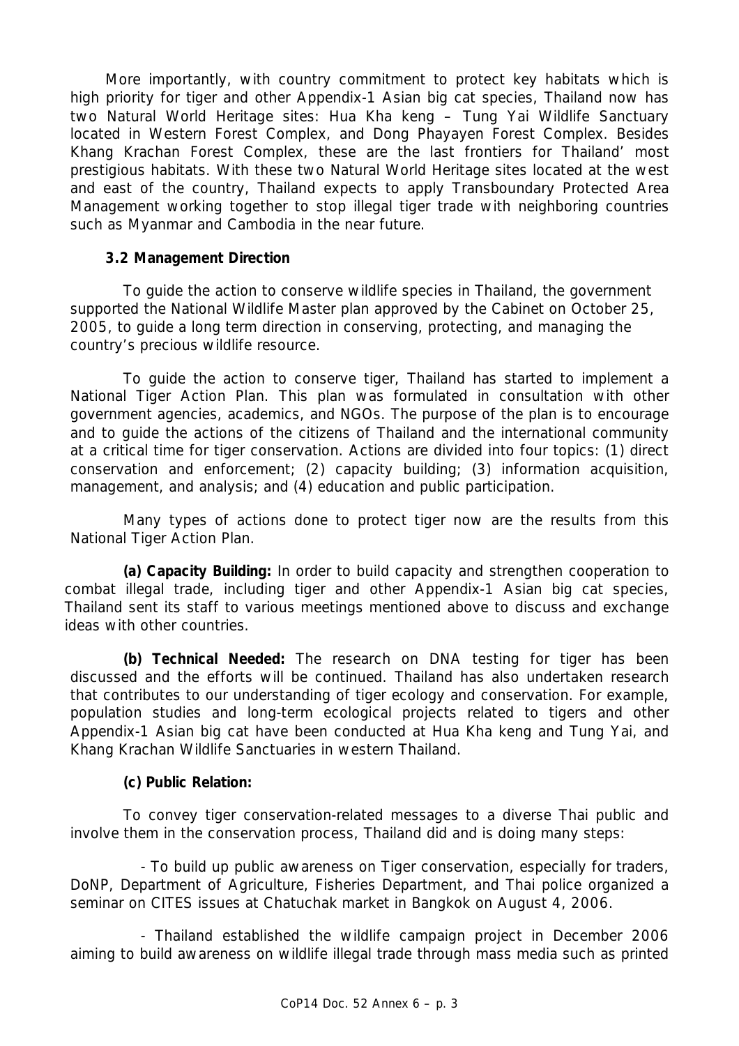More importantly, with country commitment to protect key habitats which is high priority for tiger and other Appendix-1 Asian big cat species, Thailand now has two Natural World Heritage sites: Hua Kha keng – Tung Yai Wildlife Sanctuary located in Western Forest Complex, and Dong Phayayen Forest Complex. Besides Khang Krachan Forest Complex, these are the last frontiers for Thailand' most prestigious habitats. With these two Natural World Heritage sites located at the west and east of the country, Thailand expects to apply Transboundary Protected Area Management working together to stop illegal tiger trade with neighboring countries such as Myanmar and Cambodia in the near future.

**3.2 Management Direction**

To guide the action to conserve wildlife species in Thailand, the government supported the National Wildlife Master plan approved by the Cabinet on October 25, 2005, to guide a long term direction in conserving, protecting, and managing the country's precious wildlife resource.

To guide the action to conserve tiger, Thailand has started to implement a National Tiger Action Plan. This plan was formulated in consultation with other government agencies, academics, and NGOs. The purpose of the plan is to encourage and to guide the actions of the citizens of Thailand and the international community at a critical time for tiger conservation. Actions are divided into four topics: (1) direct conservation and enforcement; (2) capacity building; (3) information acquisition, management, and analysis; and (4) education and public participation.

Many types of actions done to protect tiger now are the results from this National Tiger Action Plan.

**(a) Capacity Building:** In order to build capacity and strengthen cooperation to combat illegal trade, including tiger and other Appendix-1 Asian big cat species, Thailand sent its staff to various meetings mentioned above to discuss and exchange ideas with other countries.

**(b) Technical Needed:** The research on DNA testing for tiger has been discussed and the efforts will be continued. Thailand has also undertaken research that contributes to our understanding of tiger ecology and conservation. For example, population studies and long-term ecological projects related to tigers and other Appendix-1 Asian big cat have been conducted at Hua Kha keng and Tung Yai, and Khang Krachan Wildlife Sanctuaries in western Thailand.

**(c) Public Relation:**

To convey tiger conservation-related messages to a diverse Thai public and involve them in the conservation process, Thailand did and is doing many steps:

- To build up public awareness on Tiger conservation, especially for traders, DoNP, Department of Agriculture, Fisheries Department, and Thai police organized a seminar on CITES issues at Chatuchak market in Bangkok on August 4, 2006.

- Thailand established the wildlife campaign project in December 2006 aiming to build awareness on wildlife illegal trade through mass media such as printed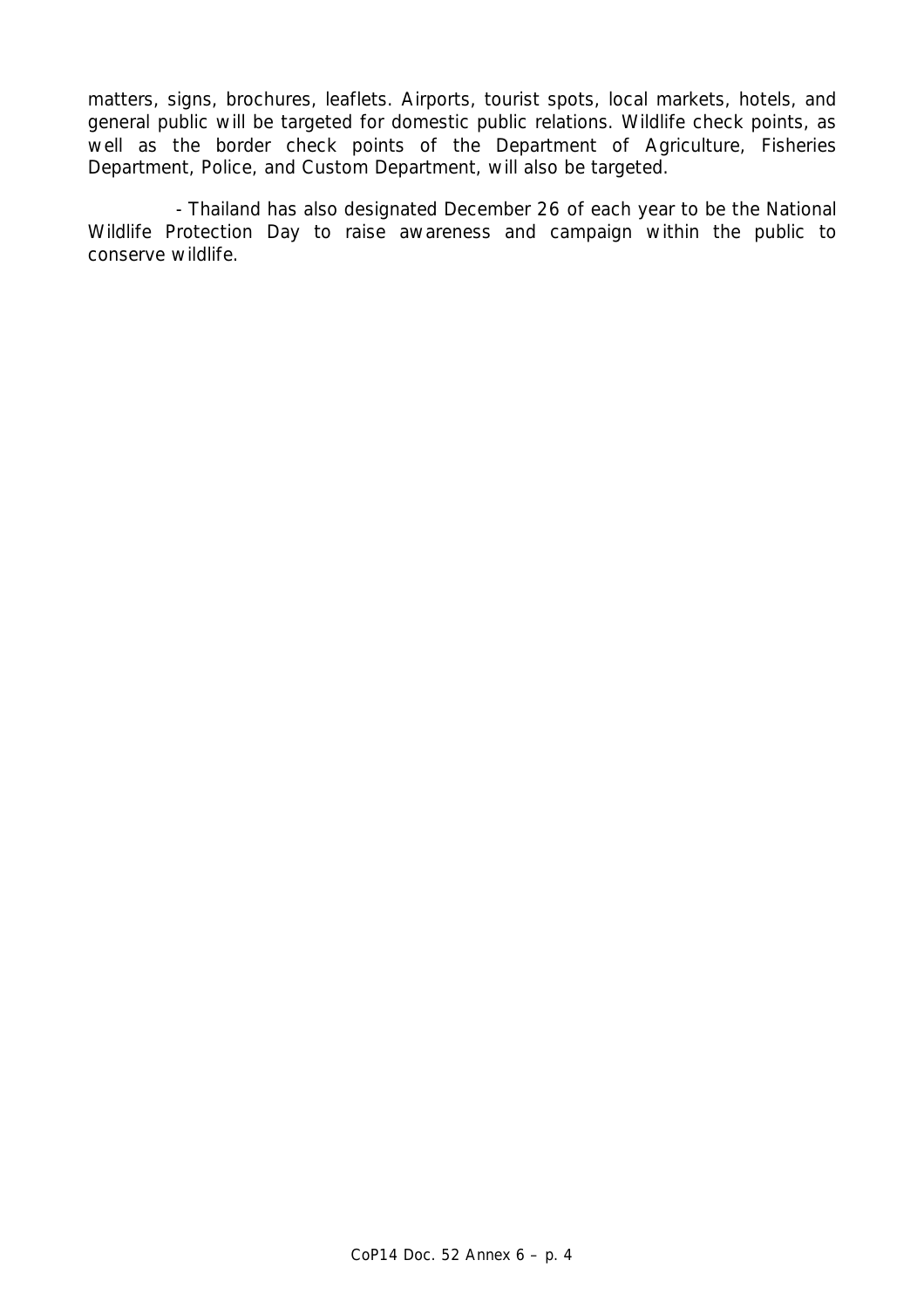matters, signs, brochures, leaflets. Airports, tourist spots, local markets, hotels, and general public will be targeted for domestic public relations. Wildlife check points, as well as the border check points of the Department of Agriculture, Fisheries Department, Police, and Custom Department, will also be targeted.

- Thailand has also designated December 26 of each year to be the National Wildlife Protection Day to raise awareness and campaign within the public to conserve wildlife.